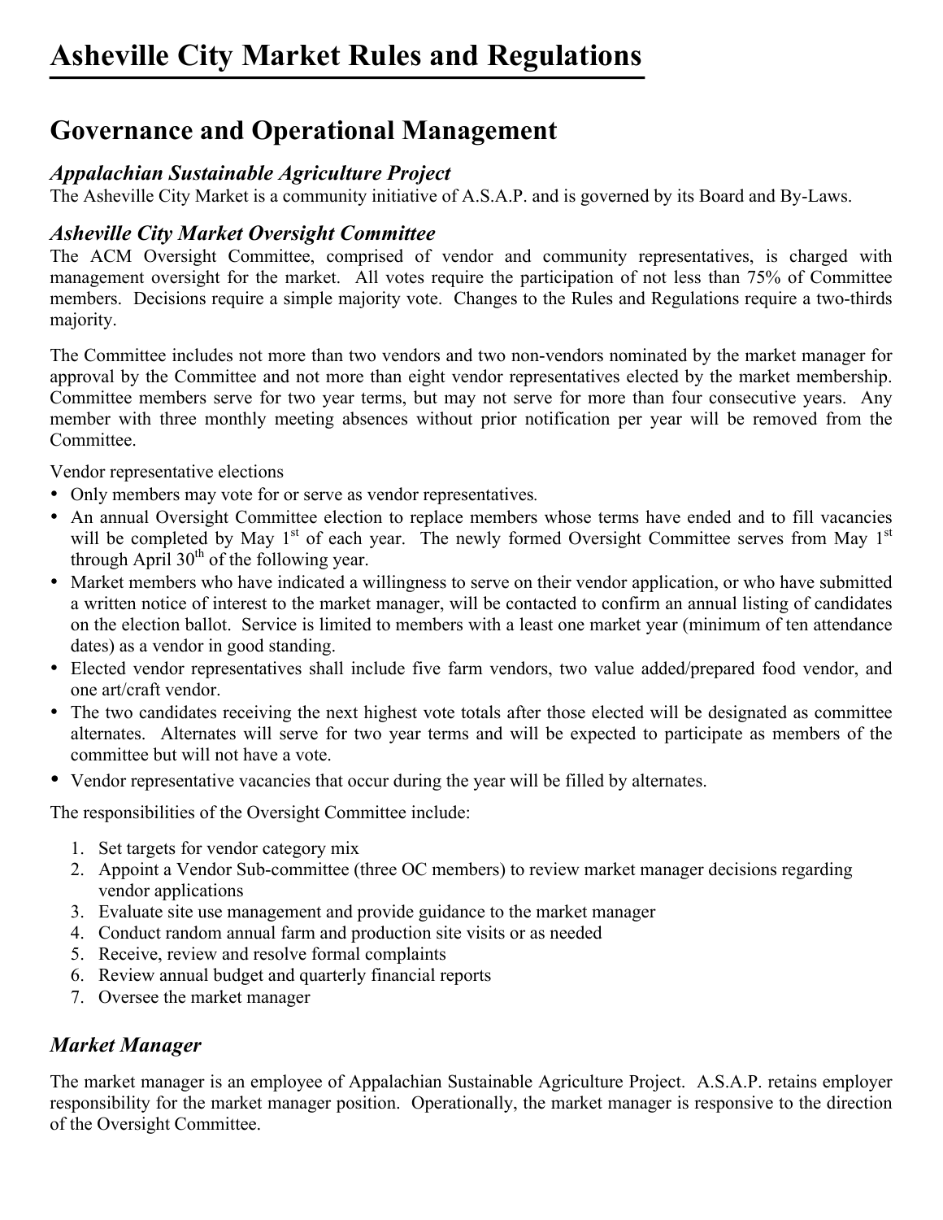# Asheville City Market Rules and Regulations

## Governance and Operational Management

### *Appalachian Sustainable Agriculture Project*

The Asheville City Market is a community initiative of A.S.A.P. and is governed by its Board and By-Laws.

### *Asheville City Market Oversight Committee*

The ACM Oversight Committee, comprised of vendor and community representatives, is charged with management oversight for the market. All votes require the participation of not less than 75% of Committee members. Decisions require a simple majority vote. Changes to the Rules and Regulations require a two-thirds majority.

The Committee includes not more than two vendors and two non-vendors nominated by the market manager for approval by the Committee and not more than eight vendor representatives elected by the market membership. Committee members serve for two year terms, but may not serve for more than four consecutive years. Any member with three monthly meeting absences without prior notification per year will be removed from the Committee.

Vendor representative elections

- Only members may vote for or serve as vendor representatives.
- An annual Oversight Committee election to replace members whose terms have ended and to fill vacancies will be completed by May 1st of each year. The newly formed Oversight Committee serves from May 1st through April 30th of the following year.
- Market members who have indicated a willingness to serve on their vendor application, or who have submitted a written notice of interest to the market manager, will be contacted to confirm an annual listing of candidates on the election ballot. Service is limited to members with a least one market year (minimum of ten attendance dates) as a vendor in good standing.
- Elected vendor representatives shall include five farm vendors, two value added/prepared food vendor, and one art/craft vendor.
- The two candidates receiving the next highest vote totals after those elected will be designated as committee alternates. Alternates will serve for two year terms and will be expected to participate as members of the committee but will not have a vote.
- Vendor representative vacancies that occur during the year will be filled by alternates.

The responsibilities of the Oversight Committee include:

1. Set targets for vendor category mix
2. Appoint a Vendor Sub-committee (three OC members) to review market manager decisions regarding vendor applications
3. Evaluate site use management and provide guidance to the market manager
4. Conduct random annual farm and production site visits or as needed
5. Receive, review and resolve formal complaints
6. Review annual budget and quarterly financial reports
7. Oversee the market manager

### *Market Manager*

The market manager is an employee of Appalachian Sustainable Agriculture Project. A.S.A.P. retains employer responsibility for the market manager position. Operationally, the market manager is responsive to the direction of the Oversight Committee.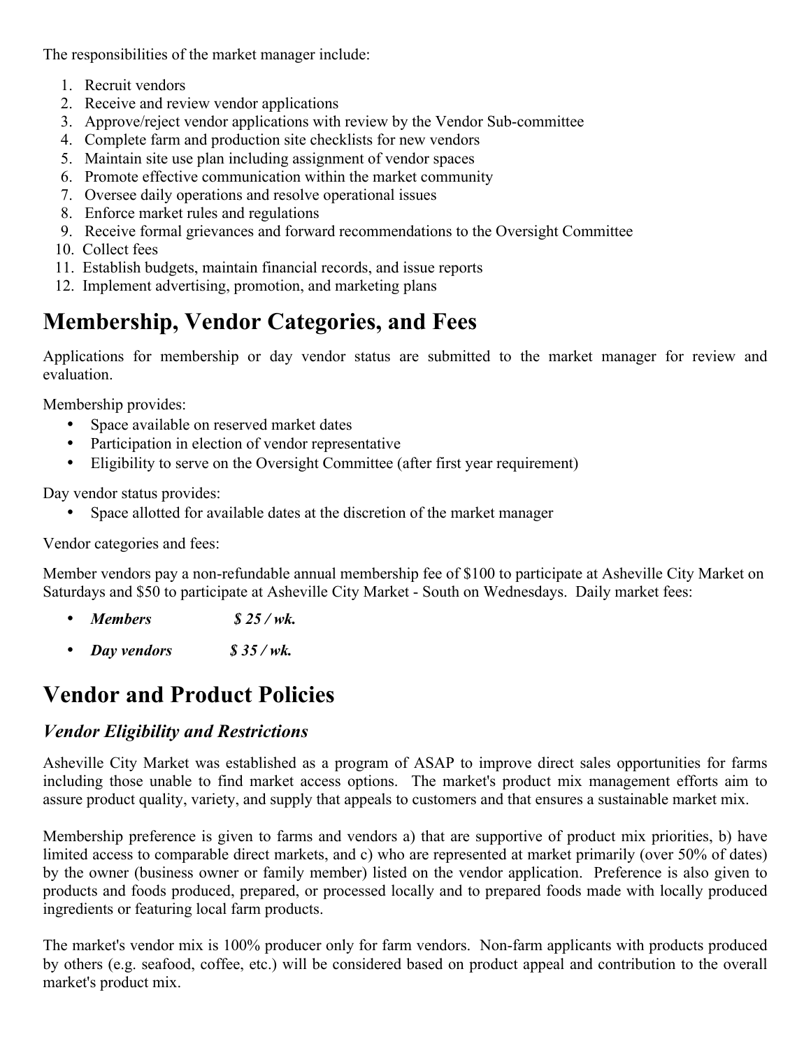The responsibilities of the market manager include:

1. Recruit vendors
2. Receive and review vendor applications
3. Approve/reject vendor applications with review by the Vendor Sub-committee
4. Complete farm and production site checklists for new vendors
5. Maintain site use plan including assignment of vendor spaces
6. Promote effective communication within the market community
7. Oversee daily operations and resolve operational issues
8. Enforce market rules and regulations
9. Receive formal grievances and forward recommendations to the Oversight Committee
10. Collect fees
11. Establish budgets, maintain financial records, and issue reports
12. Implement advertising, promotion, and marketing plans

# Membership, Vendor Categories, and Fees

Applications for membership or day vendor status are submitted to the market manager for review and evaluation.

Membership provides:

- Space available on reserved market dates
- Participation in election of vendor representative
- Eligibility to serve on the Oversight Committee (after first year requirement)

Day vendor status provides:

- Space allotted for available dates at the discretion of the market manager

Vendor categories and fees:

Member vendors pay a non-refundable annual membership fee of $100 to participate at Asheville City Market on Saturdays and $50 to participate at Asheville City Market - South on Wednesdays. Daily market fees:

- ***Members $ 25 / wk.***
- ***Day vendors $ 35 / wk.***

# Vendor and Product Policies

## *Vendor Eligibility and Restrictions*

Asheville City Market was established as a program of ASAP to improve direct sales opportunities for farms including those unable to find market access options. The market's product mix management efforts aim to assure product quality, variety, and supply that appeals to customers and that ensures a sustainable market mix.

Membership preference is given to farms and vendors a) that are supportive of product mix priorities, b) have limited access to comparable direct markets, and c) who are represented at market primarily (over 50% of dates) by the owner (business owner or family member) listed on the vendor application. Preference is also given to products and foods produced, prepared, or processed locally and to prepared foods made with locally produced ingredients or featuring local farm products.

The market's vendor mix is 100% producer only for farm vendors. Non-farm applicants with products produced by others (e.g. seafood, coffee, etc.) will be considered based on product appeal and contribution to the overall market's product mix.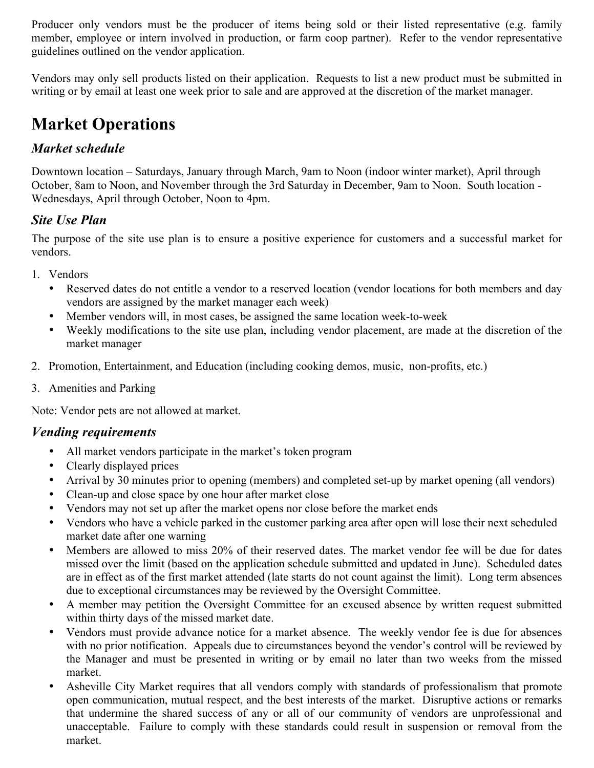Producer only vendors must be the producer of items being sold or their listed representative (e.g. family member, employee or intern involved in production, or farm coop partner). Refer to the vendor representative guidelines outlined on the vendor application.

Vendors may only sell products listed on their application. Requests to list a new product must be submitted in writing or by email at least one week prior to sale and are approved at the discretion of the market manager.

# Market Operations

## *Market schedule*

Downtown location – Saturdays, January through March, 9am to Noon (indoor winter market), April through October, 8am to Noon, and November through the 3rd Saturday in December, 9am to Noon. South location - Wednesdays, April through October, Noon to 4pm.

## *Site Use Plan*

The purpose of the site use plan is to ensure a positive experience for customers and a successful market for vendors.

1. Vendors
   - Reserved dates do not entitle a vendor to a reserved location (vendor locations for both members and day vendors are assigned by the market manager each week)
   - Member vendors will, in most cases, be assigned the same location week-to-week
   - Weekly modifications to the site use plan, including vendor placement, are made at the discretion of the market manager
2. Promotion, Entertainment, and Education (including cooking demos, music, non-profits, etc.)
3. Amenities and Parking

Note: Vendor pets are not allowed at market.

## *Vending requirements*

- All market vendors participate in the market's token program
- Clearly displayed prices
- Arrival by 30 minutes prior to opening (members) and completed set-up by market opening (all vendors)
- Clean-up and close space by one hour after market close
- Vendors may not set up after the market opens nor close before the market ends
- Vendors who have a vehicle parked in the customer parking area after open will lose their next scheduled market date after one warning
- Members are allowed to miss 20% of their reserved dates. The market vendor fee will be due for dates missed over the limit (based on the application schedule submitted and updated in June). Scheduled dates are in effect as of the first market attended (late starts do not count against the limit). Long term absences due to exceptional circumstances may be reviewed by the Oversight Committee.
- A member may petition the Oversight Committee for an excused absence by written request submitted within thirty days of the missed market date.
- Vendors must provide advance notice for a market absence. The weekly vendor fee is due for absences with no prior notification. Appeals due to circumstances beyond the vendor's control will be reviewed by the Manager and must be presented in writing or by email no later than two weeks from the missed market.
- Asheville City Market requires that all vendors comply with standards of professionalism that promote open communication, mutual respect, and the best interests of the market. Disruptive actions or remarks that undermine the shared success of any or all of our community of vendors are unprofessional and unacceptable. Failure to comply with these standards could result in suspension or removal from the market.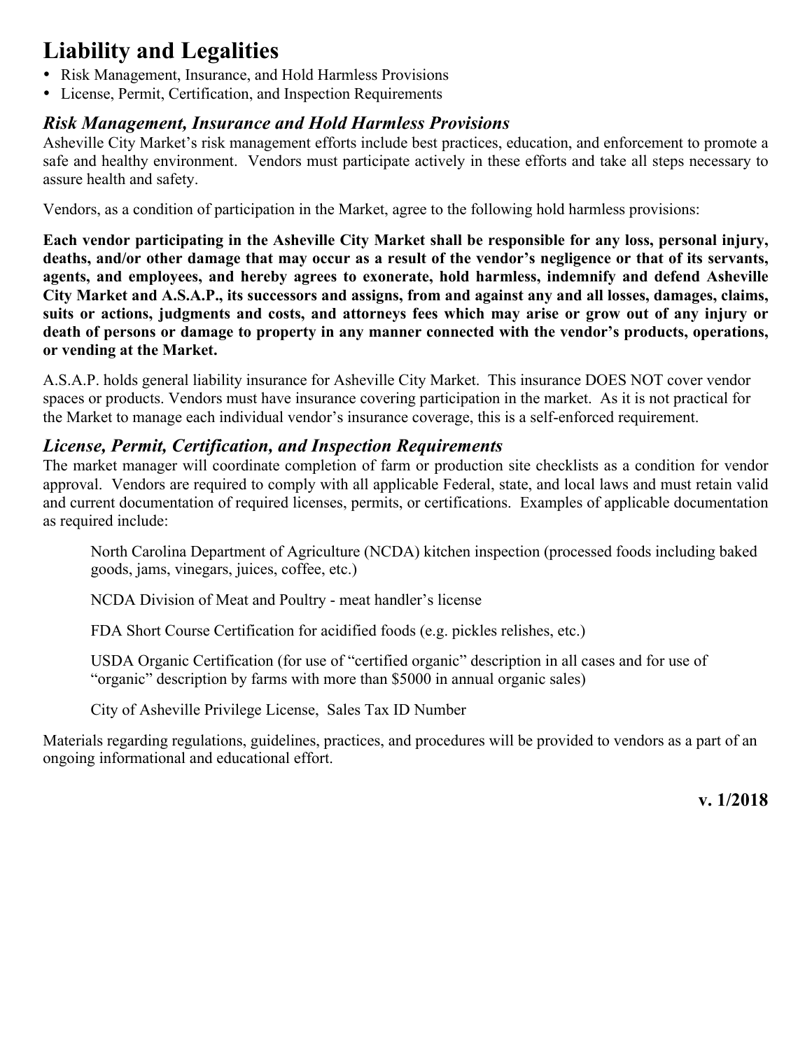# Liability and Legalities

- Risk Management, Insurance, and Hold Harmless Provisions
- License, Permit, Certification, and Inspection Requirements

## *Risk Management, Insurance and Hold Harmless Provisions*

Asheville City Market's risk management efforts include best practices, education, and enforcement to promote a safe and healthy environment. Vendors must participate actively in these efforts and take all steps necessary to assure health and safety.

Vendors, as a condition of participation in the Market, agree to the following hold harmless provisions:

**Each vendor participating in the Asheville City Market shall be responsible for any loss, personal injury, deaths, and/or other damage that may occur as a result of the vendor's negligence or that of its servants, agents, and employees, and hereby agrees to exonerate, hold harmless, indemnify and defend Asheville City Market and A.S.A.P., its successors and assigns, from and against any and all losses, damages, claims, suits or actions, judgments and costs, and attorneys fees which may arise or grow out of any injury or death of persons or damage to property in any manner connected with the vendor's products, operations, or vending at the Market.**

A.S.A.P. holds general liability insurance for Asheville City Market. This insurance DOES NOT cover vendor spaces or products. Vendors must have insurance covering participation in the market. As it is not practical for the Market to manage each individual vendor's insurance coverage, this is a self-enforced requirement.

## *License, Permit, Certification, and Inspection Requirements*

The market manager will coordinate completion of farm or production site checklists as a condition for vendor approval. Vendors are required to comply with all applicable Federal, state, and local laws and must retain valid and current documentation of required licenses, permits, or certifications. Examples of applicable documentation as required include:

North Carolina Department of Agriculture (NCDA) kitchen inspection (processed foods including baked goods, jams, vinegars, juices, coffee, etc.)

NCDA Division of Meat and Poultry - meat handler's license

FDA Short Course Certification for acidified foods (e.g. pickles relishes, etc.)

USDA Organic Certification (for use of "certified organic" description in all cases and for use of "organic" description by farms with more than $5000 in annual organic sales)

City of Asheville Privilege License, Sales Tax ID Number

Materials regarding regulations, guidelines, practices, and procedures will be provided to vendors as a part of an ongoing informational and educational effort.

**v. 1/2018**